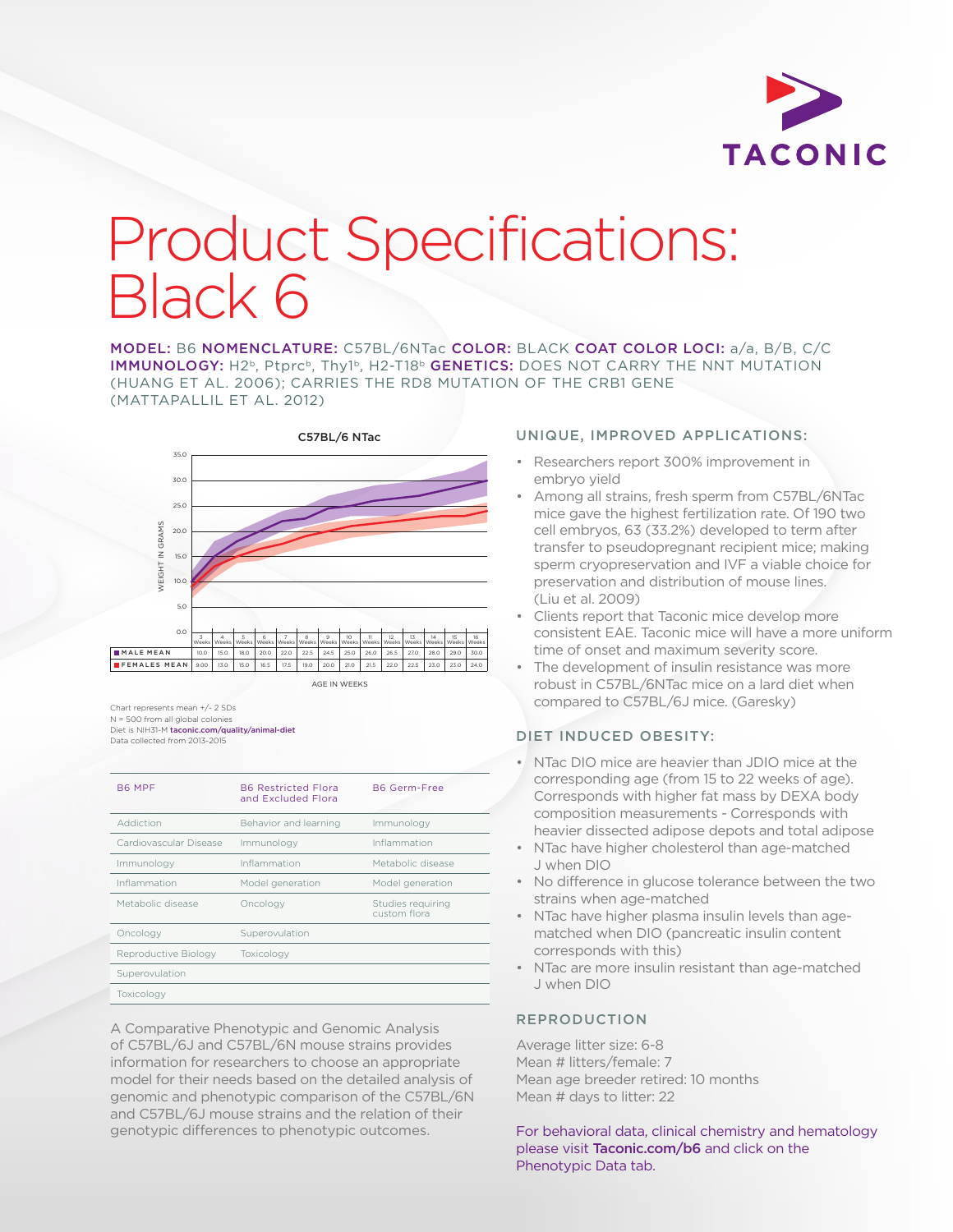# Product Specifications: Black 6

**MODEL:** B6 **NOMENCLATURE:** C57BL/6NTac **COLOR:** BLACK **COAT COLOR LOCI:** a/a, B/B, C/C **IMMUNOLOGY:** H2[b], Ptprc[b], Thy1[b], H2-T18[b] **GENETICS:** DOES NOT CARRY THE NNT MUTATION (HUANG ET AL. 2006); CARRIES THE RD8 MUTATION OF THE CRB1 GENE (MATTAPALLIL ET AL. 2012)

**C57BL/6 NTac**

| AGE IN WEEKS | 3 Weeks | 4 Weeks | 5 Weeks | 6 Weeks | 7 Weeks | 8 Weeks | 9 Weeks | 10 Weeks | 11 Weeks | 12 Weeks | 13 Weeks | 14 Weeks | 15 Weeks | 16 Weeks |
|---|---|---|---|---|---|---|---|---|---|---|---|---|---|---|
| MALE MEAN | 10.0 | 15.0 | 18.0 | 20.0 | 22.0 | 22.5 | 24.5 | 25.0 | 26.0 | 26.5 | 27.0 | 28.0 | 29.0 | 30.0 |
| FEMALES MEAN | 9.00 | 13.0 | 15.0 | 16.5 | 17.5 | 19.0 | 20.0 | 21.0 | 21.5 | 22.0 | 22.5 | 23.0 | 23.0 | 24.0 |

Chart represents mean +/- 2 SDs
N = 500 from all global colonies
Diet is NIH31-M **taconic.com/quality/animal-diet**
Data collected from 2013-2015

| B6 MPF | B6 Restricted Flora and Excluded Flora | B6 Germ-Free |
|---|---|---|
| Addiction | Behavior and learning | Immunology |
| Cardiovascular Disease | Immunology | Inflammation |
| Immunology | Inflammation | Metabolic disease |
| Inflammation | Model generation | Model generation |
| Metabolic disease | Oncology | Studies requiring custom flora |
| Oncology | Superovulation | |
| Reproductive Biology | Toxicology | |
| Superovulation | | |
| Toxicology | | |

A Comparative Phenotypic and Genomic Analysis of C57BL/6J and C57BL/6N mouse strains provides information for researchers to choose an appropriate model for their needs based on the detailed analysis of genomic and phenotypic comparison of the C57BL/6N and C57BL/6J mouse strains and the relation of their genotypic differences to phenotypic outcomes.

## UNIQUE, IMPROVED APPLICATIONS:

- Researchers report 300% improvement in embryo yield
- Among all strains, fresh sperm from C57BL/6NTac mice gave the highest fertilization rate. Of 190 two cell embryos, 63 (33.2%) developed to term after transfer to pseudopregnant recipient mice; making sperm cryopreservation and IVF a viable choice for preservation and distribution of mouse lines. (Liu et al. 2009)
- Clients report that Taconic mice develop more consistent EAE. Taconic mice will have a more uniform time of onset and maximum severity score.
- The development of insulin resistance was more robust in C57BL/6NTac mice on a lard diet when compared to C57BL/6J mice. (Garesky)

## DIET INDUCED OBESITY:

- NTac DIO mice are heavier than JDIO mice at the corresponding age (from 15 to 22 weeks of age). Corresponds with higher fat mass by DEXA body composition measurements - Corresponds with heavier dissected adipose depots and total adipose
- NTac have higher cholesterol than age-matched J when DIO
- No difference in glucose tolerance between the two strains when age-matched
- NTac have higher plasma insulin levels than age-matched when DIO (pancreatic insulin content corresponds with this)
- NTac are more insulin resistant than age-matched J when DIO

## REPRODUCTION

Average litter size: 6-8
Mean # litters/female: 7
Mean age breeder retired: 10 months
Mean # days to litter: 22

For behavioral data, clinical chemistry and hematology please visit **Taconic.com/b6** and click on the Phenotypic Data tab.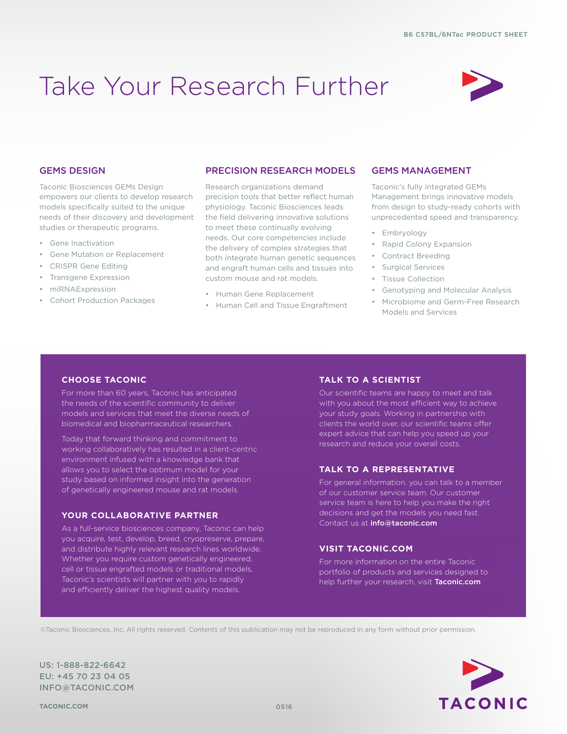# Take Your Research Further

## GEMS DESIGN

Taconic Biosciences GEMs Design empowers our clients to develop research models specifically suited to the unique needs of their discovery and development studies or therapeutic programs.

- Gene Inactivation
- Gene Mutation or Replacement
- CRISPR Gene Editing
- Transgene Expression
- miRNAExpression
- Cohort Production Packages

## PRECISION RESEARCH MODELS

Research organizations demand precision tools that better reflect human physiology. Taconic Biosciences leads the field delivering innovative solutions to meet these continually evolving needs. Our core competencies include the delivery of complex strategies that both integrate human genetic sequences and engraft human cells and tissues into custom mouse and rat models.

- Human Gene Replacement
- Human Cell and Tissue Engraftment

## GEMS MANAGEMENT

Taconic's fully integrated GEMs Management brings innovative models from design to study-ready cohorts with unprecedented speed and transparency.

- Embryology
- Rapid Colony Expansion
- Contract Breeding
- Surgical Services
- Tissue Collection
- Genotyping and Molecular Analysis
- Microbiome and Germ-Free Research Models and Services

### CHOOSE TACONIC

For more than 60 years, Taconic has anticipated the needs of the scientific community to deliver models and services that meet the diverse needs of biomedical and biopharmaceutical researchers.

Today that forward thinking and commitment to working collaboratively has resulted in a client-centric environment infused with a knowledge bank that allows you to select the optimum model for your study based on informed insight into the generation of genetically engineered mouse and rat models.

### YOUR COLLABORATIVE PARTNER

As a full-service biosciences company, Taconic can help you acquire, test, develop, breed, cryopreserve, prepare, and distribute highly relevant research lines worldwide. Whether you require custom genetically engineered, cell or tissue engrafted models or traditional models, Taconic's scientists will partner with you to rapidly and efficiently deliver the highest quality models.

### TALK TO A SCIENTIST

Our scientific teams are happy to meet and talk with you about the most efficient way to achieve your study goals. Working in partnership with clients the world over, our scientific teams offer expert advice that can help you speed up your research and reduce your overall costs.

### TALK TO A REPRESENTATIVE

For general information, you can talk to a member of our customer service team. Our customer service team is here to help you make the right decisions and get the models you need fast. Contact us at **info@taconic.com**

### VISIT TACONIC.COM

For more information on the entire Taconic portfolio of products and services designed to help further your research, visit **Taconic.com**

©Taconic Biosciences, Inc. All rights reserved. Contents of this publication may not be reproduced in any form without prior permission.

US: 1-888-822-6642
EU: +45 70 23 04 05
INFO@TACONIC.COM

TACONIC.COM

0516

TACONIC